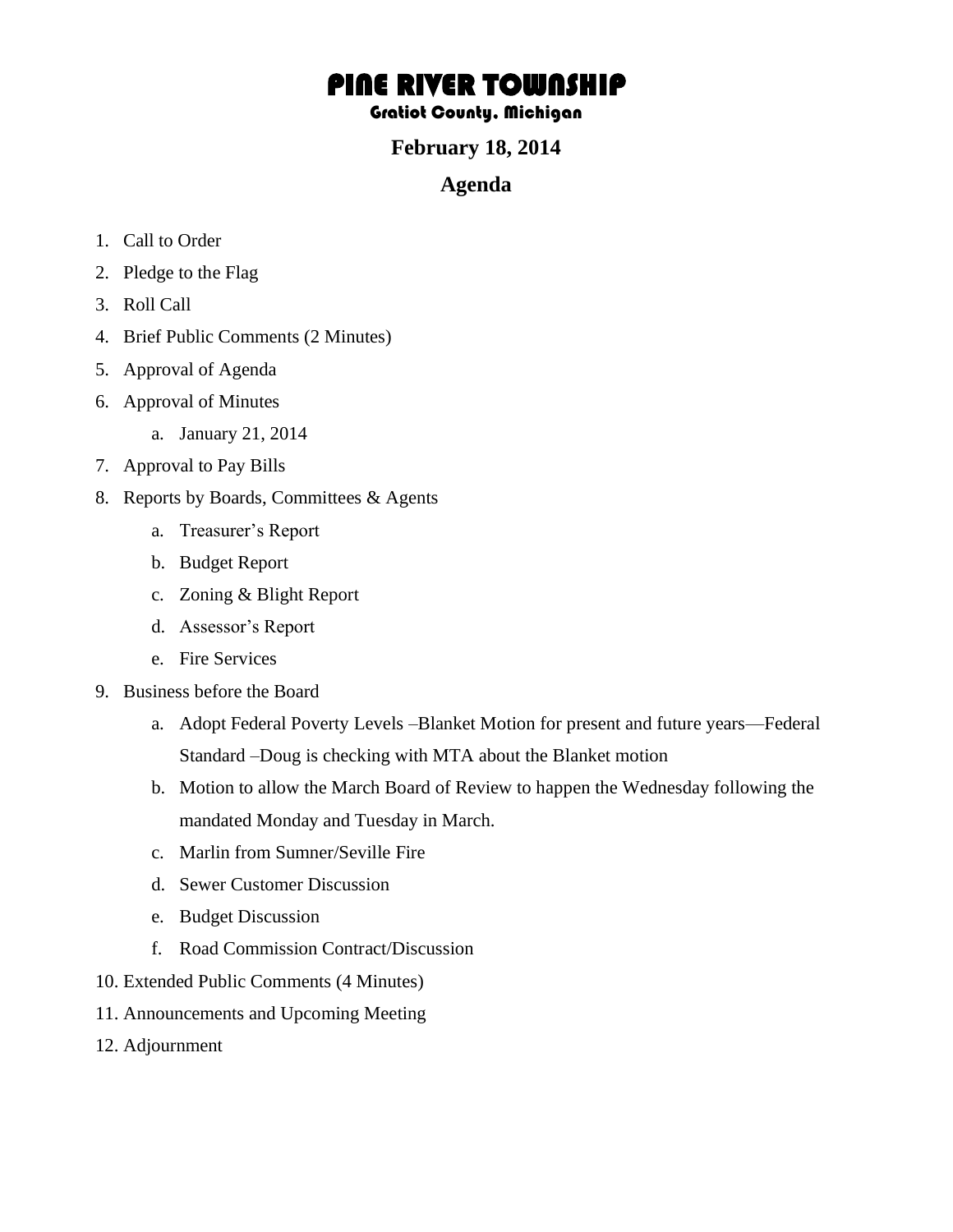# PINE RIVER TOWNSHIP

## Gratiot County, Michigan

### February 18, 2014

### Agenda

1. Call to Order
2. Pledge to the Flag
3. Roll Call
4. Brief Public Comments (2 Minutes)
5. Approval of Agenda
6. Approval of Minutes
   a. January 21, 2014
7. Approval to Pay Bills
8. Reports by Boards, Committees & Agents
   a. Treasurer's Report
   b. Budget Report
   c. Zoning & Blight Report
   d. Assessor's Report
   e. Fire Services
9. Business before the Board
   a. Adopt Federal Poverty Levels –Blanket Motion for present and future years—Federal Standard –Doug is checking with MTA about the Blanket motion
   b. Motion to allow the March Board of Review to happen the Wednesday following the mandated Monday and Tuesday in March.
   c. Marlin from Sumner/Seville Fire
   d. Sewer Customer Discussion
   e. Budget Discussion
   f. Road Commission Contract/Discussion
10. Extended Public Comments (4 Minutes)
11. Announcements and Upcoming Meeting
12. Adjournment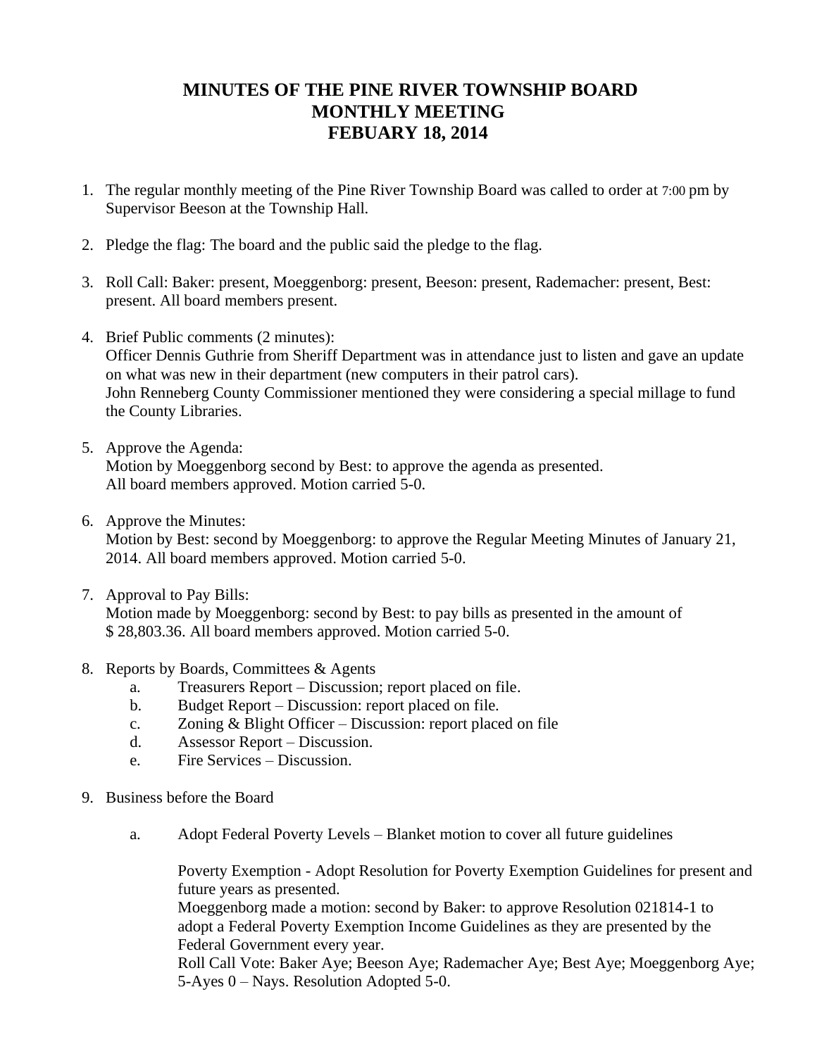# MINUTES OF THE PINE RIVER TOWNSHIP BOARD
# MONTHLY MEETING
# FEBUARY 18, 2014

1. The regular monthly meeting of the Pine River Township Board was called to order at 7:00 pm by Supervisor Beeson at the Township Hall.

2. Pledge the flag: The board and the public said the pledge to the flag.

3. Roll Call: Baker: present, Moeggenborg: present, Beeson: present, Rademacher: present, Best: present. All board members present.

4. Brief Public comments (2 minutes):
   Officer Dennis Guthrie from Sheriff Department was in attendance just to listen and gave an update on what was new in their department (new computers in their patrol cars).
   John Renneberg County Commissioner mentioned they were considering a special millage to fund the County Libraries.

5. Approve the Agenda:
   Motion by Moeggenborg second by Best: to approve the agenda as presented.
   All board members approved. Motion carried 5-0.

6. Approve the Minutes:
   Motion by Best: second by Moeggenborg: to approve the Regular Meeting Minutes of January 21, 2014. All board members approved. Motion carried 5-0.

7. Approval to Pay Bills:
   Motion made by Moeggenborg: second by Best: to pay bills as presented in the amount of $ 28,803.36. All board members approved. Motion carried 5-0.

8. Reports by Boards, Committees & Agents
   a. Treasurers Report – Discussion; report placed on file.
   b. Budget Report – Discussion: report placed on file.
   c. Zoning & Blight Officer – Discussion: report placed on file
   d. Assessor Report – Discussion.
   e. Fire Services – Discussion.

9. Business before the Board

   a. Adopt Federal Poverty Levels – Blanket motion to cover all future guidelines

      Poverty Exemption - Adopt Resolution for Poverty Exemption Guidelines for present and future years as presented.
      Moeggenborg made a motion: second by Baker: to approve Resolution 021814-1 to adopt a Federal Poverty Exemption Income Guidelines as they are presented by the Federal Government every year.
      Roll Call Vote: Baker Aye; Beeson Aye; Rademacher Aye; Best Aye; Moeggenborg Aye; 5-Ayes 0 – Nays. Resolution Adopted 5-0.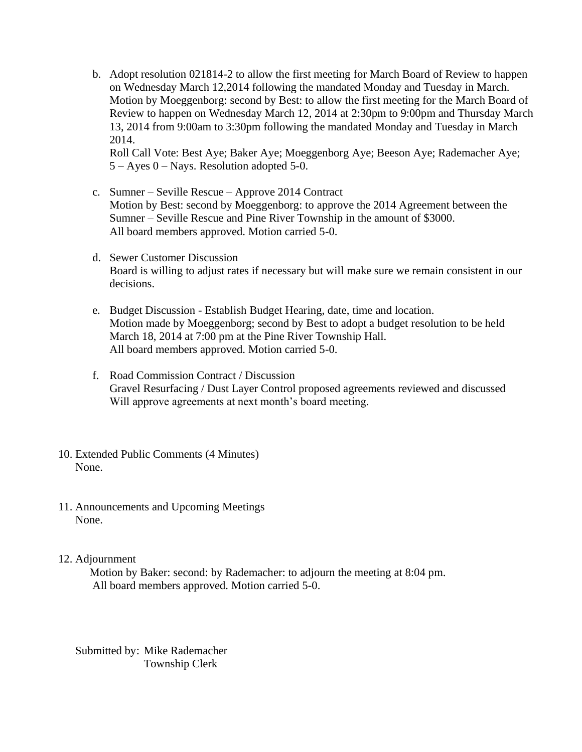b. Adopt resolution 021814-2 to allow the first meeting for March Board of Review to happen on Wednesday March 12,2014 following the mandated Monday and Tuesday in March.
   Motion by Moeggenborg: second by Best: to allow the first meeting for the March Board of Review to happen on Wednesday March 12, 2014 at 2:30pm to 9:00pm and Thursday March 13, 2014 from 9:00am to 3:30pm following the mandated Monday and Tuesday in March 2014.
   Roll Call Vote: Best Aye; Baker Aye; Moeggenborg Aye; Beeson Aye; Rademacher Aye; 5 – Ayes 0 – Nays. Resolution adopted 5-0.

c. Sumner – Seville Rescue – Approve 2014 Contract
   Motion by Best: second by Moeggenborg: to approve the 2014 Agreement between the Sumner – Seville Rescue and Pine River Township in the amount of $3000.
   All board members approved. Motion carried 5-0.

d. Sewer Customer Discussion
   Board is willing to adjust rates if necessary but will make sure we remain consistent in our decisions.

e. Budget Discussion - Establish Budget Hearing, date, time and location.
   Motion made by Moeggenborg; second by Best to adopt a budget resolution to be held March 18, 2014 at 7:00 pm at the Pine River Township Hall.
   All board members approved. Motion carried 5-0.

f. Road Commission Contract / Discussion
   Gravel Resurfacing / Dust Layer Control proposed agreements reviewed and discussed
   Will approve agreements at next month's board meeting.

10. Extended Public Comments (4 Minutes)
    None.

11. Announcements and Upcoming Meetings
    None.

12. Adjournment
    Motion by Baker: second: by Rademacher: to adjourn the meeting at 8:04 pm.
    All board members approved. Motion carried 5-0.

Submitted by: Mike Rademacher
Township Clerk